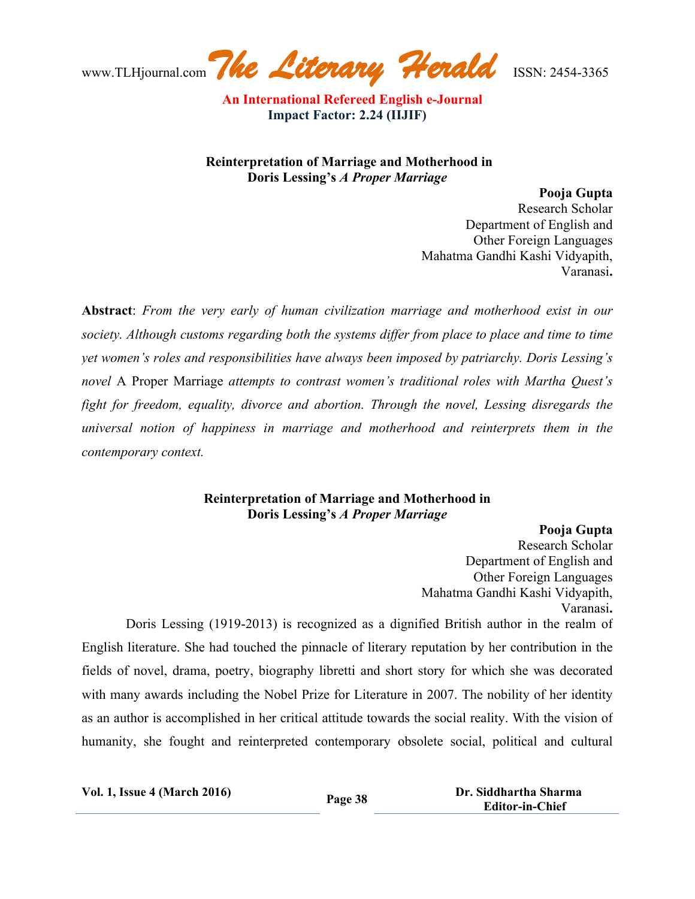# Reinterpretation of Marriage and Motherhood in Doris Lessing's *A Proper Marriage*

**Pooja Gupta**
Research Scholar
Department of English and
Other Foreign Languages
Mahatma Gandhi Kashi Vidyapith,
Varanasi**.**

**Abstract**: *From the very early of human civilization marriage and motherhood exist in our society. Although customs regarding both the systems differ from place to place and time to time yet women's roles and responsibilities have always been imposed by patriarchy. Doris Lessing's novel* A Proper Marriage *attempts to contrast women's traditional roles with Martha Quest's fight for freedom, equality, divorce and abortion. Through the novel, Lessing disregards the universal notion of happiness in marriage and motherhood and reinterprets them in the contemporary context.*

# Reinterpretation of Marriage and Motherhood in Doris Lessing's *A Proper Marriage*

**Pooja Gupta**
Research Scholar
Department of English and
Other Foreign Languages
Mahatma Gandhi Kashi Vidyapith,
Varanasi**.**

Doris Lessing (1919-2013) is recognized as a dignified British author in the realm of English literature. She had touched the pinnacle of literary reputation by her contribution in the fields of novel, drama, poetry, biography libretti and short story for which she was decorated with many awards including the Nobel Prize for Literature in 2007. The nobility of her identity as an author is accomplished in her critical attitude towards the social reality. With the vision of humanity, she fought and reinterpreted contemporary obsolete social, political and cultural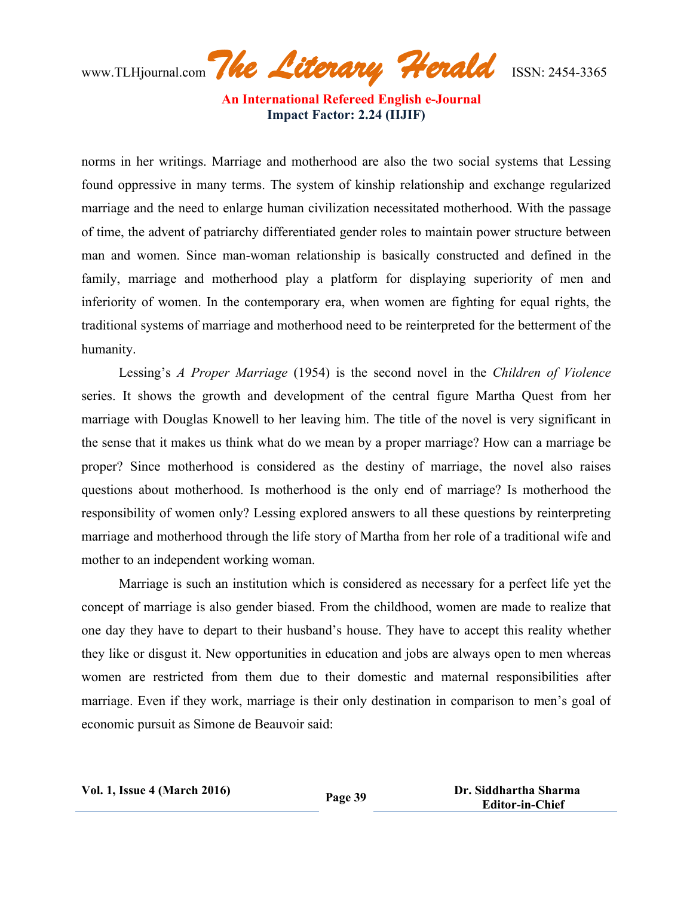norms in her writings. Marriage and motherhood are also the two social systems that Lessing found oppressive in many terms. The system of kinship relationship and exchange regularized marriage and the need to enlarge human civilization necessitated motherhood. With the passage of time, the advent of patriarchy differentiated gender roles to maintain power structure between man and women. Since man-woman relationship is basically constructed and defined in the family, marriage and motherhood play a platform for displaying superiority of men and inferiority of women. In the contemporary era, when women are fighting for equal rights, the traditional systems of marriage and motherhood need to be reinterpreted for the betterment of the humanity.

Lessing's *A Proper Marriage* (1954) is the second novel in the *Children of Violence* series. It shows the growth and development of the central figure Martha Quest from her marriage with Douglas Knowell to her leaving him. The title of the novel is very significant in the sense that it makes us think what do we mean by a proper marriage? How can a marriage be proper? Since motherhood is considered as the destiny of marriage, the novel also raises questions about motherhood. Is motherhood is the only end of marriage? Is motherhood the responsibility of women only? Lessing explored answers to all these questions by reinterpreting marriage and motherhood through the life story of Martha from her role of a traditional wife and mother to an independent working woman.

Marriage is such an institution which is considered as necessary for a perfect life yet the concept of marriage is also gender biased. From the childhood, women are made to realize that one day they have to depart to their husband's house. They have to accept this reality whether they like or disgust it. New opportunities in education and jobs are always open to men whereas women are restricted from them due to their domestic and maternal responsibilities after marriage. Even if they work, marriage is their only destination in comparison to men's goal of economic pursuit as Simone de Beauvoir said: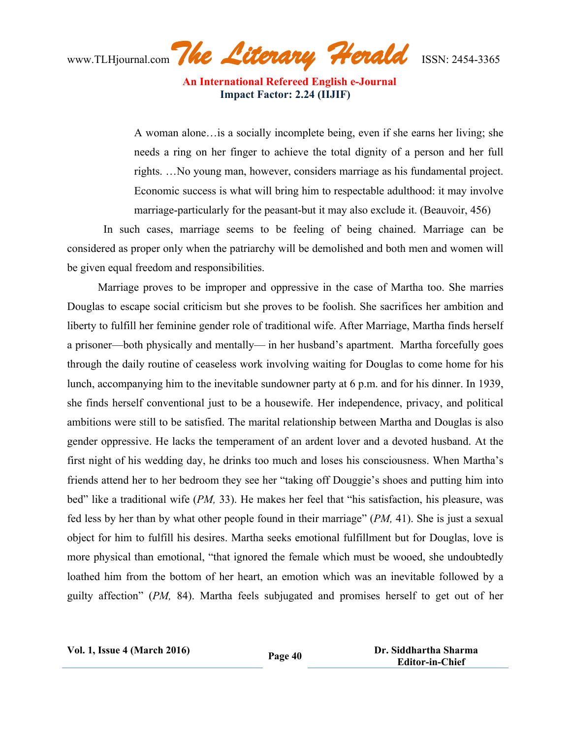> A woman alone…is a socially incomplete being, even if she earns her living; she needs a ring on her finger to achieve the total dignity of a person and her full rights. …No young man, however, considers marriage as his fundamental project. Economic success is what will bring him to respectable adulthood: it may involve marriage-particularly for the peasant-but it may also exclude it. (Beauvoir, 456)

In such cases, marriage seems to be feeling of being chained. Marriage can be considered as proper only when the patriarchy will be demolished and both men and women will be given equal freedom and responsibilities.

Marriage proves to be improper and oppressive in the case of Martha too. She marries Douglas to escape social criticism but she proves to be foolish. She sacrifices her ambition and liberty to fulfill her feminine gender role of traditional wife. After Marriage, Martha finds herself a prisoner—both physically and mentally— in her husband's apartment. Martha forcefully goes through the daily routine of ceaseless work involving waiting for Douglas to come home for his lunch, accompanying him to the inevitable sundowner party at 6 p.m. and for his dinner. In 1939, she finds herself conventional just to be a housewife. Her independence, privacy, and political ambitions were still to be satisfied. The marital relationship between Martha and Douglas is also gender oppressive. He lacks the temperament of an ardent lover and a devoted husband. At the first night of his wedding day, he drinks too much and loses his consciousness. When Martha's friends attend her to her bedroom they see her "taking off Douggie's shoes and putting him into bed" like a traditional wife (*PM,* 33). He makes her feel that "his satisfaction, his pleasure, was fed less by her than by what other people found in their marriage" (*PM,* 41). She is just a sexual object for him to fulfill his desires. Martha seeks emotional fulfillment but for Douglas, love is more physical than emotional, "that ignored the female which must be wooed, she undoubtedly loathed him from the bottom of her heart, an emotion which was an inevitable followed by a guilty affection" (*PM,* 84). Martha feels subjugated and promises herself to get out of her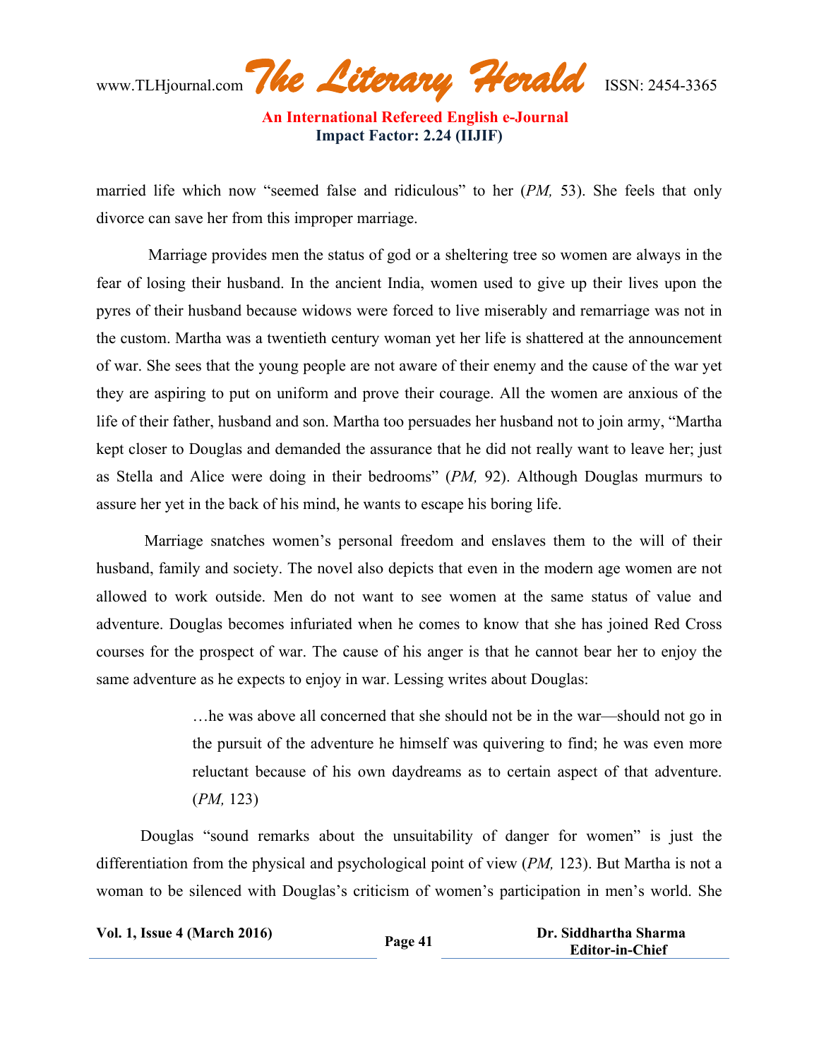married life which now "seemed false and ridiculous" to her (*PM,* 53). She feels that only divorce can save her from this improper marriage.

Marriage provides men the status of god or a sheltering tree so women are always in the fear of losing their husband. In the ancient India, women used to give up their lives upon the pyres of their husband because widows were forced to live miserably and remarriage was not in the custom. Martha was a twentieth century woman yet her life is shattered at the announcement of war. She sees that the young people are not aware of their enemy and the cause of the war yet they are aspiring to put on uniform and prove their courage. All the women are anxious of the life of their father, husband and son. Martha too persuades her husband not to join army, "Martha kept closer to Douglas and demanded the assurance that he did not really want to leave her; just as Stella and Alice were doing in their bedrooms" (*PM,* 92). Although Douglas murmurs to assure her yet in the back of his mind, he wants to escape his boring life.

Marriage snatches women's personal freedom and enslaves them to the will of their husband, family and society. The novel also depicts that even in the modern age women are not allowed to work outside. Men do not want to see women at the same status of value and adventure. Douglas becomes infuriated when he comes to know that she has joined Red Cross courses for the prospect of war. The cause of his anger is that he cannot bear her to enjoy the same adventure as he expects to enjoy in war. Lessing writes about Douglas:

> …he was above all concerned that she should not be in the war—should not go in the pursuit of the adventure he himself was quivering to find; he was even more reluctant because of his own daydreams as to certain aspect of that adventure. (*PM,* 123)

Douglas "sound remarks about the unsuitability of danger for women" is just the differentiation from the physical and psychological point of view (*PM,* 123). But Martha is not a woman to be silenced with Douglas's criticism of women's participation in men's world. She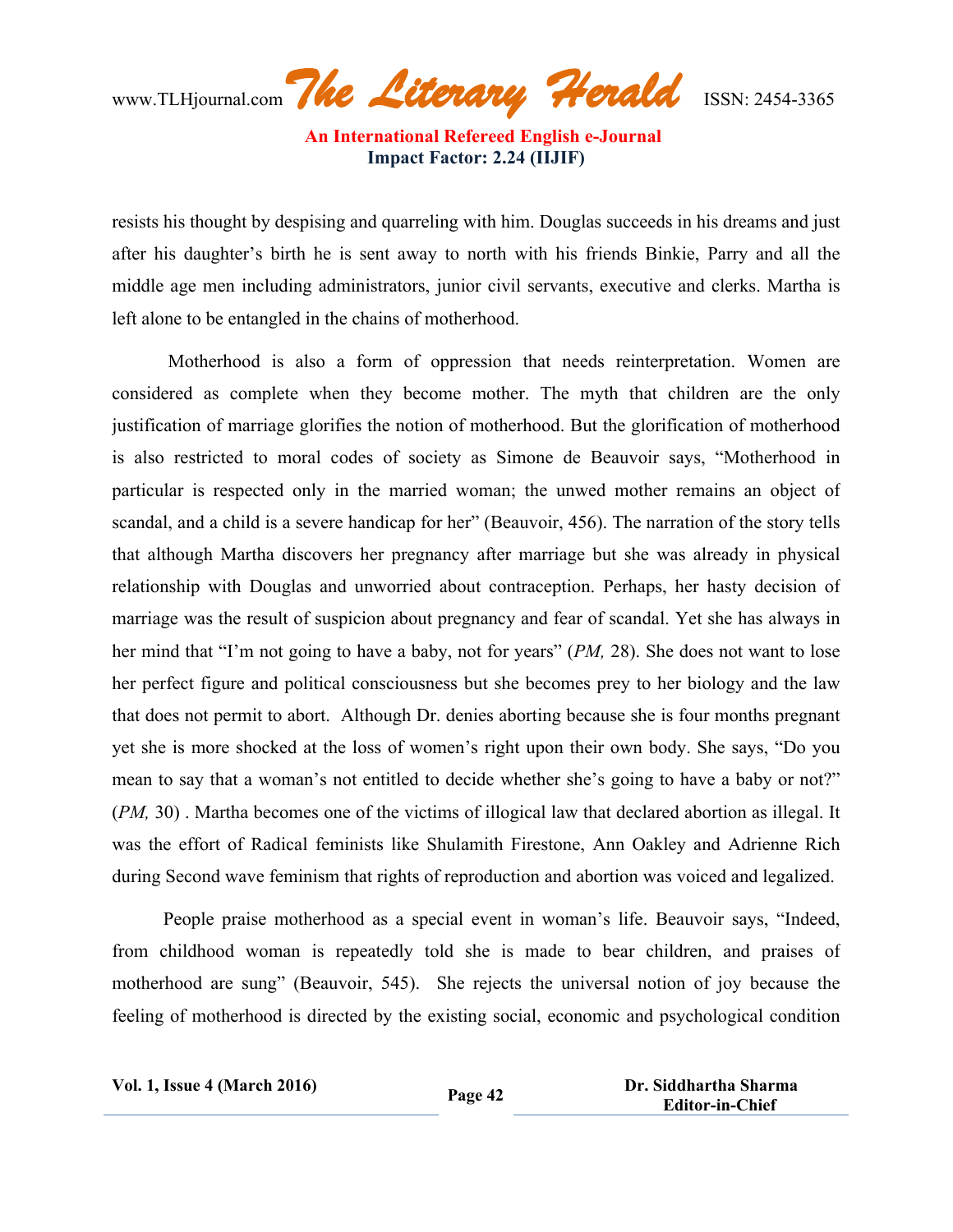resists his thought by despising and quarreling with him. Douglas succeeds in his dreams and just after his daughter's birth he is sent away to north with his friends Binkie, Parry and all the middle age men including administrators, junior civil servants, executive and clerks. Martha is left alone to be entangled in the chains of motherhood.

Motherhood is also a form of oppression that needs reinterpretation. Women are considered as complete when they become mother. The myth that children are the only justification of marriage glorifies the notion of motherhood. But the glorification of motherhood is also restricted to moral codes of society as Simone de Beauvoir says, "Motherhood in particular is respected only in the married woman; the unwed mother remains an object of scandal, and a child is a severe handicap for her" (Beauvoir, 456). The narration of the story tells that although Martha discovers her pregnancy after marriage but she was already in physical relationship with Douglas and unworried about contraception. Perhaps, her hasty decision of marriage was the result of suspicion about pregnancy and fear of scandal. Yet she has always in her mind that "I'm not going to have a baby, not for years" (*PM,* 28). She does not want to lose her perfect figure and political consciousness but she becomes prey to her biology and the law that does not permit to abort. Although Dr. denies aborting because she is four months pregnant yet she is more shocked at the loss of women's right upon their own body. She says, "Do you mean to say that a woman's not entitled to decide whether she's going to have a baby or not?" (*PM,* 30) . Martha becomes one of the victims of illogical law that declared abortion as illegal. It was the effort of Radical feminists like Shulamith Firestone, Ann Oakley and Adrienne Rich during Second wave feminism that rights of reproduction and abortion was voiced and legalized.

People praise motherhood as a special event in woman's life. Beauvoir says, "Indeed, from childhood woman is repeatedly told she is made to bear children, and praises of motherhood are sung" (Beauvoir, 545). She rejects the universal notion of joy because the feeling of motherhood is directed by the existing social, economic and psychological condition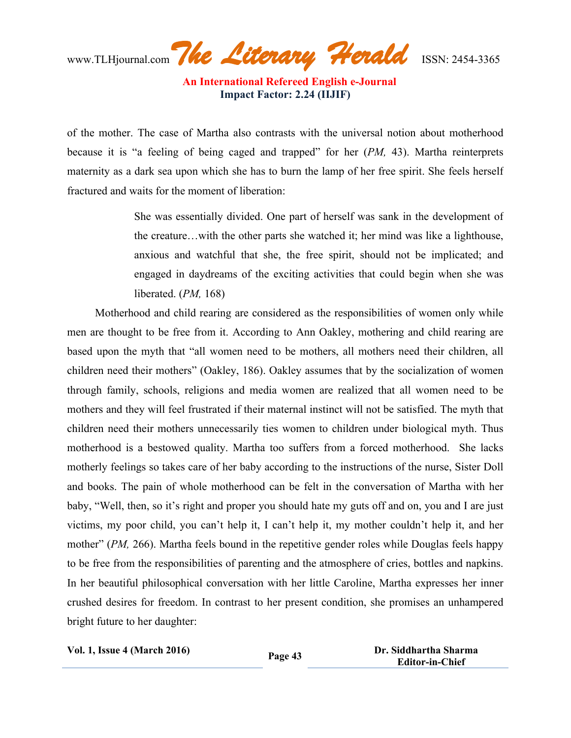of the mother. The case of Martha also contrasts with the universal notion about motherhood because it is "a feeling of being caged and trapped" for her (*PM,* 43). Martha reinterprets maternity as a dark sea upon which she has to burn the lamp of her free spirit. She feels herself fractured and waits for the moment of liberation:

> She was essentially divided. One part of herself was sank in the development of the creature…with the other parts she watched it; her mind was like a lighthouse, anxious and watchful that she, the free spirit, should not be implicated; and engaged in daydreams of the exciting activities that could begin when she was liberated. (*PM,* 168)

Motherhood and child rearing are considered as the responsibilities of women only while men are thought to be free from it. According to Ann Oakley, mothering and child rearing are based upon the myth that "all women need to be mothers, all mothers need their children, all children need their mothers" (Oakley, 186). Oakley assumes that by the socialization of women through family, schools, religions and media women are realized that all women need to be mothers and they will feel frustrated if their maternal instinct will not be satisfied. The myth that children need their mothers unnecessarily ties women to children under biological myth. Thus motherhood is a bestowed quality. Martha too suffers from a forced motherhood. She lacks motherly feelings so takes care of her baby according to the instructions of the nurse, Sister Doll and books. The pain of whole motherhood can be felt in the conversation of Martha with her baby, "Well, then, so it's right and proper you should hate my guts off and on, you and I are just victims, my poor child, you can't help it, I can't help it, my mother couldn't help it, and her mother" (*PM,* 266). Martha feels bound in the repetitive gender roles while Douglas feels happy to be free from the responsibilities of parenting and the atmosphere of cries, bottles and napkins. In her beautiful philosophical conversation with her little Caroline, Martha expresses her inner crushed desires for freedom. In contrast to her present condition, she promises an unhampered bright future to her daughter: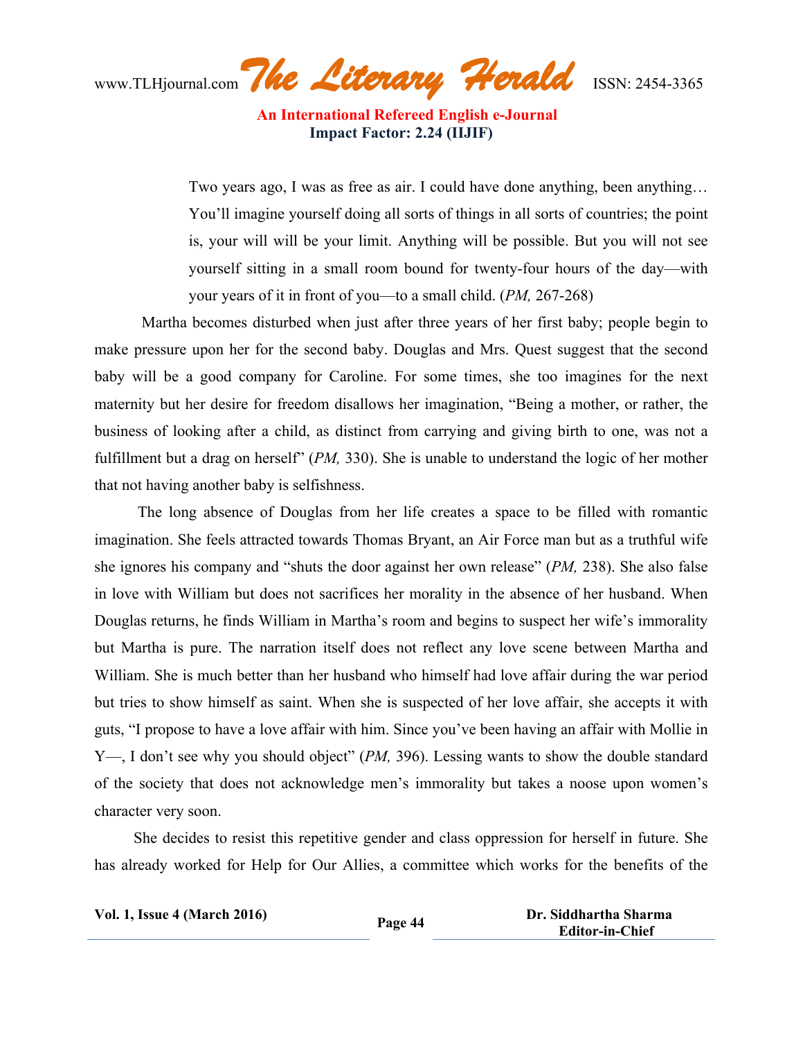> Two years ago, I was as free as air. I could have done anything, been anything… You'll imagine yourself doing all sorts of things in all sorts of countries; the point is, your will will be your limit. Anything will be possible. But you will not see yourself sitting in a small room bound for twenty-four hours of the day—with your years of it in front of you—to a small child. (*PM,* 267-268)

Martha becomes disturbed when just after three years of her first baby; people begin to make pressure upon her for the second baby. Douglas and Mrs. Quest suggest that the second baby will be a good company for Caroline. For some times, she too imagines for the next maternity but her desire for freedom disallows her imagination, "Being a mother, or rather, the business of looking after a child, as distinct from carrying and giving birth to one, was not a fulfillment but a drag on herself" (*PM,* 330). She is unable to understand the logic of her mother that not having another baby is selfishness.

The long absence of Douglas from her life creates a space to be filled with romantic imagination. She feels attracted towards Thomas Bryant, an Air Force man but as a truthful wife she ignores his company and "shuts the door against her own release" (*PM,* 238). She also false in love with William but does not sacrifices her morality in the absence of her husband. When Douglas returns, he finds William in Martha's room and begins to suspect her wife's immorality but Martha is pure. The narration itself does not reflect any love scene between Martha and William. She is much better than her husband who himself had love affair during the war period but tries to show himself as saint. When she is suspected of her love affair, she accepts it with guts, "I propose to have a love affair with him. Since you've been having an affair with Mollie in Y—, I don't see why you should object" (*PM,* 396). Lessing wants to show the double standard of the society that does not acknowledge men's immorality but takes a noose upon women's character very soon.

She decides to resist this repetitive gender and class oppression for herself in future. She has already worked for Help for Our Allies, a committee which works for the benefits of the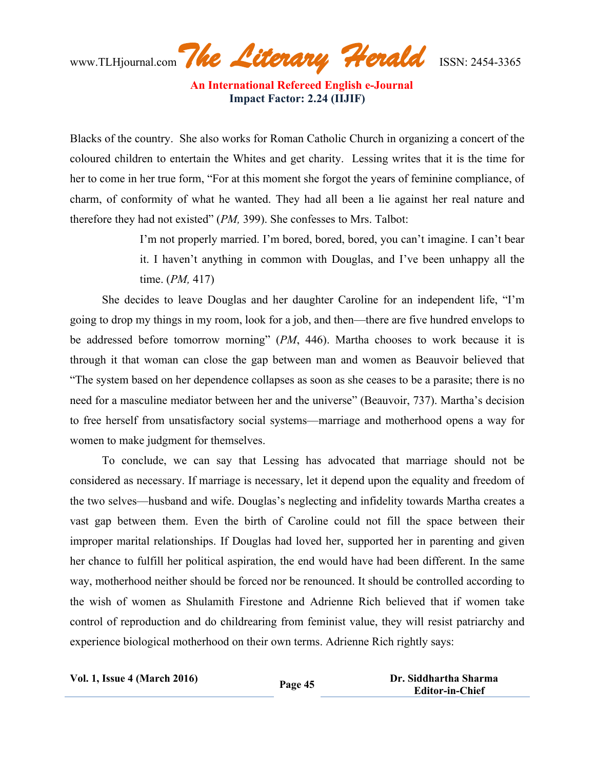Blacks of the country. She also works for Roman Catholic Church in organizing a concert of the coloured children to entertain the Whites and get charity. Lessing writes that it is the time for her to come in her true form, "For at this moment she forgot the years of feminine compliance, of charm, of conformity of what he wanted. They had all been a lie against her real nature and therefore they had not existed" (*PM,* 399). She confesses to Mrs. Talbot:

> I'm not properly married. I'm bored, bored, bored, you can't imagine. I can't bear it. I haven't anything in common with Douglas, and I've been unhappy all the time. (*PM,* 417)

She decides to leave Douglas and her daughter Caroline for an independent life, "I'm going to drop my things in my room, look for a job, and then—there are five hundred envelops to be addressed before tomorrow morning" (*PM*, 446). Martha chooses to work because it is through it that woman can close the gap between man and women as Beauvoir believed that "The system based on her dependence collapses as soon as she ceases to be a parasite; there is no need for a masculine mediator between her and the universe" (Beauvoir, 737). Martha's decision to free herself from unsatisfactory social systems—marriage and motherhood opens a way for women to make judgment for themselves.

To conclude, we can say that Lessing has advocated that marriage should not be considered as necessary. If marriage is necessary, let it depend upon the equality and freedom of the two selves—husband and wife. Douglas's neglecting and infidelity towards Martha creates a vast gap between them. Even the birth of Caroline could not fill the space between their improper marital relationships. If Douglas had loved her, supported her in parenting and given her chance to fulfill her political aspiration, the end would have had been different. In the same way, motherhood neither should be forced nor be renounced. It should be controlled according to the wish of women as Shulamith Firestone and Adrienne Rich believed that if women take control of reproduction and do childrearing from feminist value, they will resist patriarchy and experience biological motherhood on their own terms. Adrienne Rich rightly says: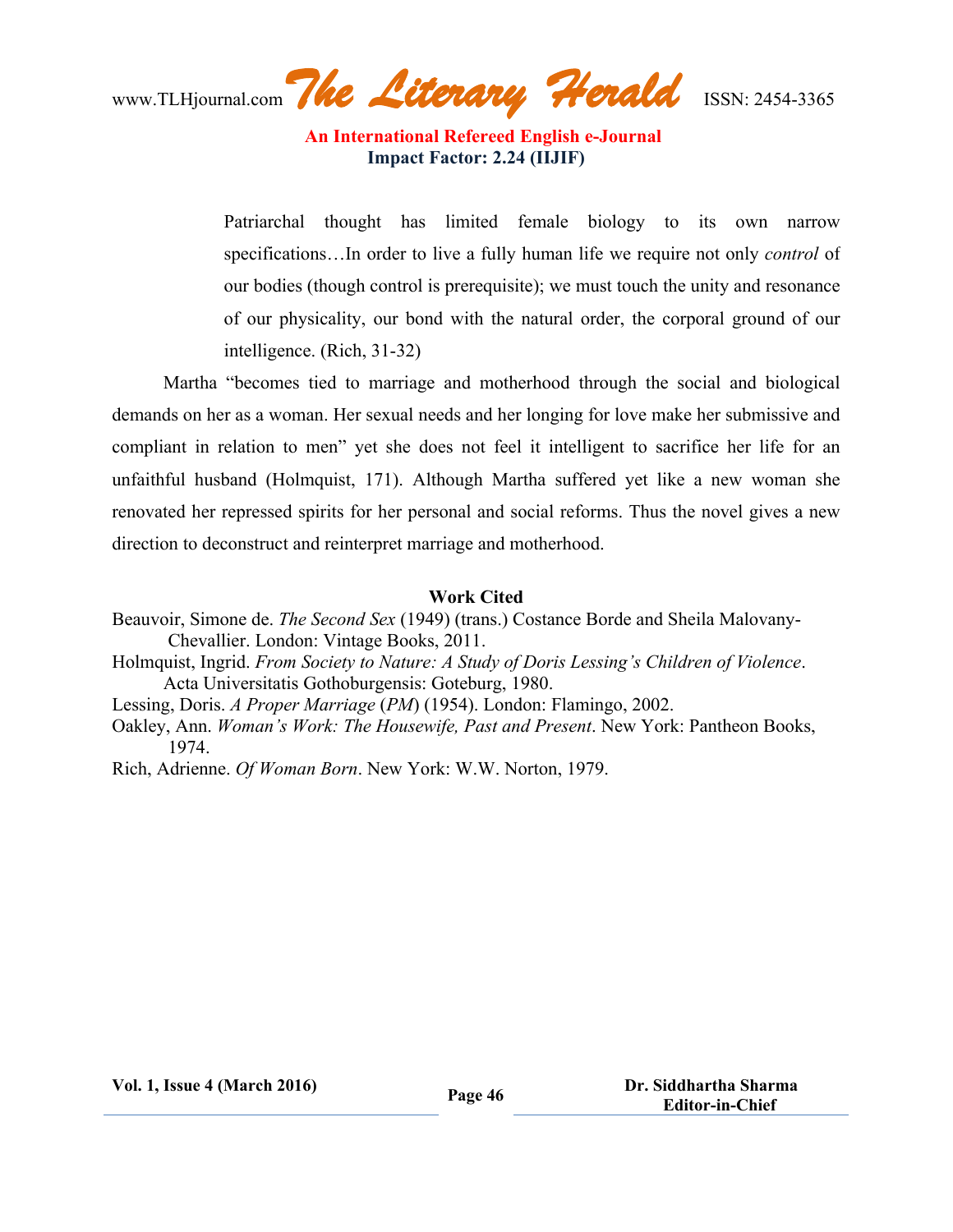> Patriarchal thought has limited female biology to its own narrow specifications…In order to live a fully human life we require not only *control* of our bodies (though control is prerequisite); we must touch the unity and resonance of our physicality, our bond with the natural order, the corporal ground of our intelligence. (Rich, 31-32)

Martha "becomes tied to marriage and motherhood through the social and biological demands on her as a woman. Her sexual needs and her longing for love make her submissive and compliant in relation to men" yet she does not feel it intelligent to sacrifice her life for an unfaithful husband (Holmquist, 171). Although Martha suffered yet like a new woman she renovated her repressed spirits for her personal and social reforms. Thus the novel gives a new direction to deconstruct and reinterpret marriage and motherhood.

## Work Cited

Beauvoir, Simone de. *The Second Sex* (1949) (trans.) Costance Borde and Sheila Malovany-Chevallier. London: Vintage Books, 2011.

Holmquist, Ingrid. *From Society to Nature: A Study of Doris Lessing's Children of Violence*. Acta Universitatis Gothoburgensis: Goteburg, 1980.

Lessing, Doris. *A Proper Marriage* (*PM*) (1954). London: Flamingo, 2002.

Oakley, Ann. *Woman's Work: The Housewife, Past and Present*. New York: Pantheon Books, 1974.

Rich, Adrienne. *Of Woman Born*. New York: W.W. Norton, 1979.